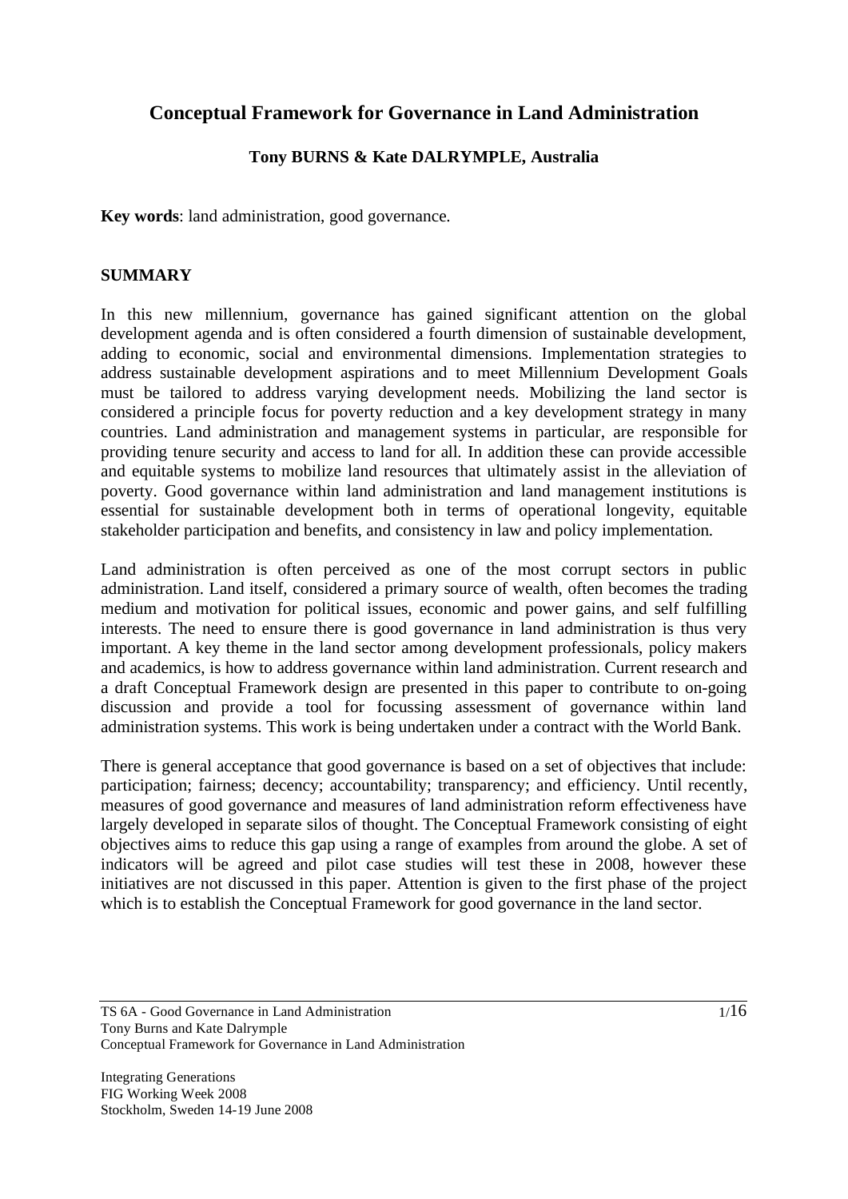# Conceptual Framework for Governance in Land Administration

**Tony BURNS & Kate DALRYMPLE, Australia**

**Key words**: land administration, good governance.

## SUMMARY

In this new millennium, governance has gained significant attention on the global development agenda and is often considered a fourth dimension of sustainable development, adding to economic, social and environmental dimensions. Implementation strategies to address sustainable development aspirations and to meet Millennium Development Goals must be tailored to address varying development needs. Mobilizing the land sector is considered a principle focus for poverty reduction and a key development strategy in many countries. Land administration and management systems in particular, are responsible for providing tenure security and access to land for all. In addition these can provide accessible and equitable systems to mobilize land resources that ultimately assist in the alleviation of poverty. Good governance within land administration and land management institutions is essential for sustainable development both in terms of operational longevity, equitable stakeholder participation and benefits, and consistency in law and policy implementation.

Land administration is often perceived as one of the most corrupt sectors in public administration. Land itself, considered a primary source of wealth, often becomes the trading medium and motivation for political issues, economic and power gains, and self fulfilling interests. The need to ensure there is good governance in land administration is thus very important. A key theme in the land sector among development professionals, policy makers and academics, is how to address governance within land administration. Current research and a draft Conceptual Framework design are presented in this paper to contribute to on-going discussion and provide a tool for focussing assessment of governance within land administration systems. This work is being undertaken under a contract with the World Bank.

There is general acceptance that good governance is based on a set of objectives that include: participation; fairness; decency; accountability; transparency; and efficiency. Until recently, measures of good governance and measures of land administration reform effectiveness have largely developed in separate silos of thought. The Conceptual Framework consisting of eight objectives aims to reduce this gap using a range of examples from around the globe. A set of indicators will be agreed and pilot case studies will test these in 2008, however these initiatives are not discussed in this paper. Attention is given to the first phase of the project which is to establish the Conceptual Framework for good governance in the land sector.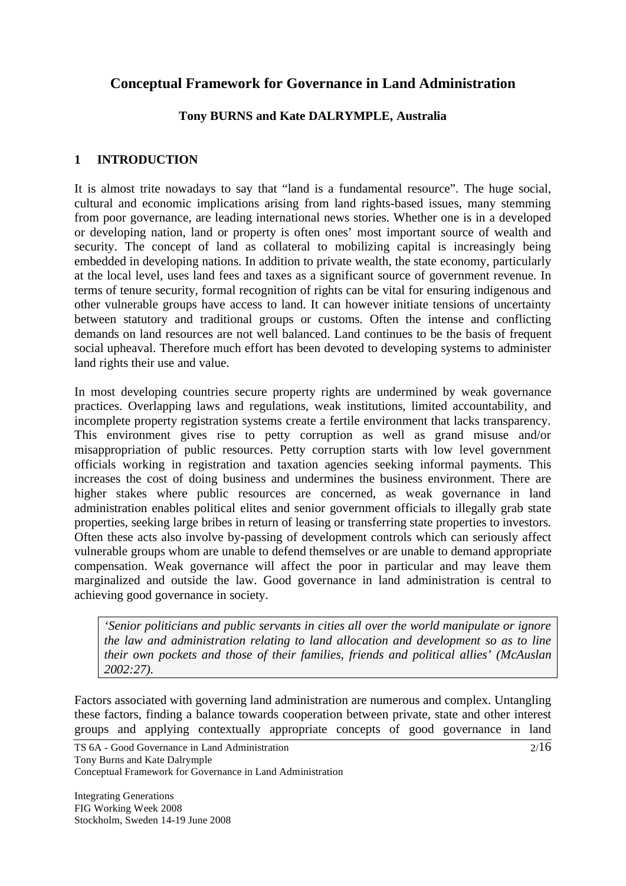# Conceptual Framework for Governance in Land Administration

**Tony BURNS and Kate DALRYMPLE, Australia**

## 1 INTRODUCTION

It is almost trite nowadays to say that "land is a fundamental resource". The huge social, cultural and economic implications arising from land rights-based issues, many stemming from poor governance, are leading international news stories. Whether one is in a developed or developing nation, land or property is often ones' most important source of wealth and security. The concept of land as collateral to mobilizing capital is increasingly being embedded in developing nations. In addition to private wealth, the state economy, particularly at the local level, uses land fees and taxes as a significant source of government revenue. In terms of tenure security, formal recognition of rights can be vital for ensuring indigenous and other vulnerable groups have access to land. It can however initiate tensions of uncertainty between statutory and traditional groups or customs. Often the intense and conflicting demands on land resources are not well balanced. Land continues to be the basis of frequent social upheaval. Therefore much effort has been devoted to developing systems to administer land rights their use and value.

In most developing countries secure property rights are undermined by weak governance practices. Overlapping laws and regulations, weak institutions, limited accountability, and incomplete property registration systems create a fertile environment that lacks transparency. This environment gives rise to petty corruption as well as grand misuse and/or misappropriation of public resources. Petty corruption starts with low level government officials working in registration and taxation agencies seeking informal payments. This increases the cost of doing business and undermines the business environment. There are higher stakes where public resources are concerned, as weak governance in land administration enables political elites and senior government officials to illegally grab state properties, seeking large bribes in return of leasing or transferring state properties to investors. Often these acts also involve by-passing of development controls which can seriously affect vulnerable groups whom are unable to defend themselves or are unable to demand appropriate compensation. Weak governance will affect the poor in particular and may leave them marginalized and outside the law. Good governance in land administration is central to achieving good governance in society.

> *'Senior politicians and public servants in cities all over the world manipulate or ignore the law and administration relating to land allocation and development so as to line their own pockets and those of their families, friends and political allies' (McAuslan 2002:27).*

Factors associated with governing land administration are numerous and complex. Untangling these factors, finding a balance towards cooperation between private, state and other interest groups and applying contextually appropriate concepts of good governance in land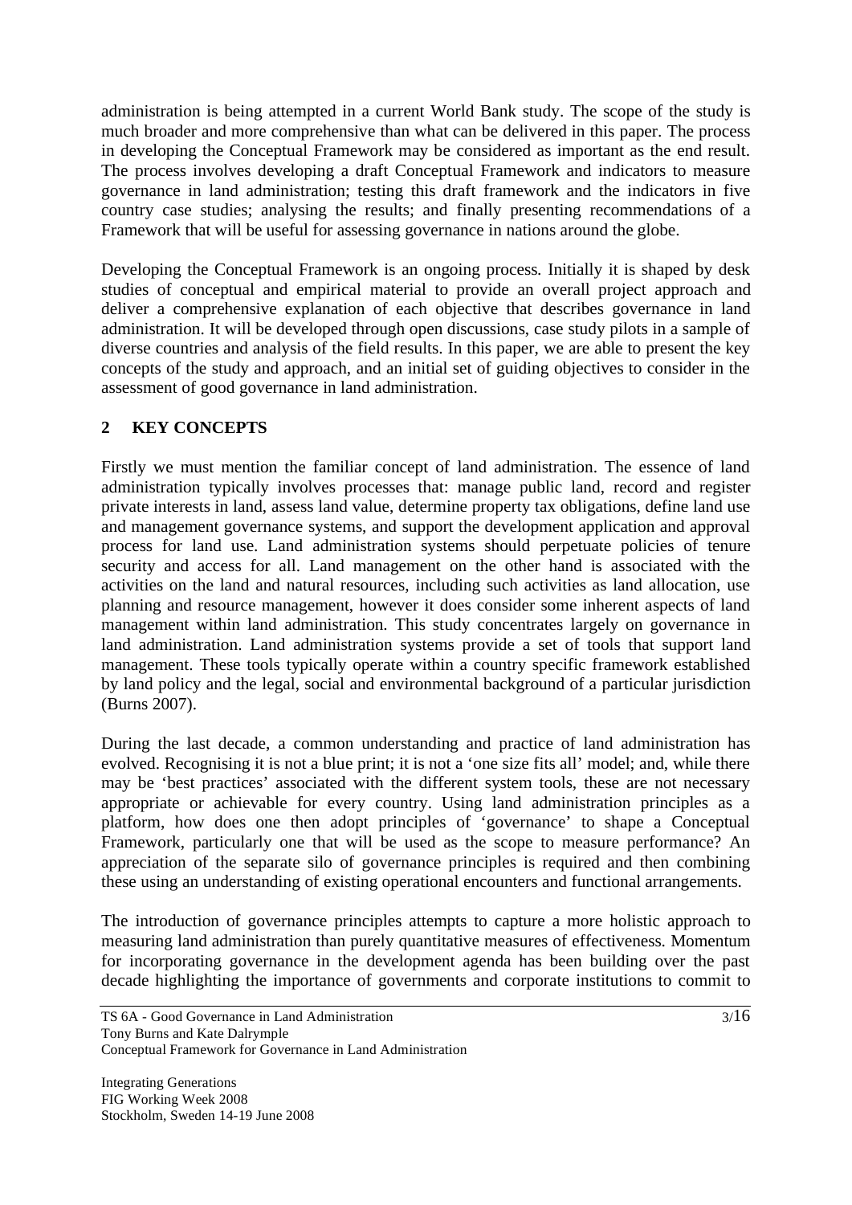administration is being attempted in a current World Bank study. The scope of the study is much broader and more comprehensive than what can be delivered in this paper. The process in developing the Conceptual Framework may be considered as important as the end result. The process involves developing a draft Conceptual Framework and indicators to measure governance in land administration; testing this draft framework and the indicators in five country case studies; analysing the results; and finally presenting recommendations of a Framework that will be useful for assessing governance in nations around the globe.

Developing the Conceptual Framework is an ongoing process. Initially it is shaped by desk studies of conceptual and empirical material to provide an overall project approach and deliver a comprehensive explanation of each objective that describes governance in land administration. It will be developed through open discussions, case study pilots in a sample of diverse countries and analysis of the field results. In this paper, we are able to present the key concepts of the study and approach, and an initial set of guiding objectives to consider in the assessment of good governance in land administration.

## 2 KEY CONCEPTS

Firstly we must mention the familiar concept of land administration. The essence of land administration typically involves processes that: manage public land, record and register private interests in land, assess land value, determine property tax obligations, define land use and management governance systems, and support the development application and approval process for land use. Land administration systems should perpetuate policies of tenure security and access for all. Land management on the other hand is associated with the activities on the land and natural resources, including such activities as land allocation, use planning and resource management, however it does consider some inherent aspects of land management within land administration. This study concentrates largely on governance in land administration. Land administration systems provide a set of tools that support land management. These tools typically operate within a country specific framework established by land policy and the legal, social and environmental background of a particular jurisdiction (Burns 2007).

During the last decade, a common understanding and practice of land administration has evolved. Recognising it is not a blue print; it is not a 'one size fits all' model; and, while there may be 'best practices' associated with the different system tools, these are not necessary appropriate or achievable for every country. Using land administration principles as a platform, how does one then adopt principles of 'governance' to shape a Conceptual Framework, particularly one that will be used as the scope to measure performance? An appreciation of the separate silo of governance principles is required and then combining these using an understanding of existing operational encounters and functional arrangements.

The introduction of governance principles attempts to capture a more holistic approach to measuring land administration than purely quantitative measures of effectiveness. Momentum for incorporating governance in the development agenda has been building over the past decade highlighting the importance of governments and corporate institutions to commit to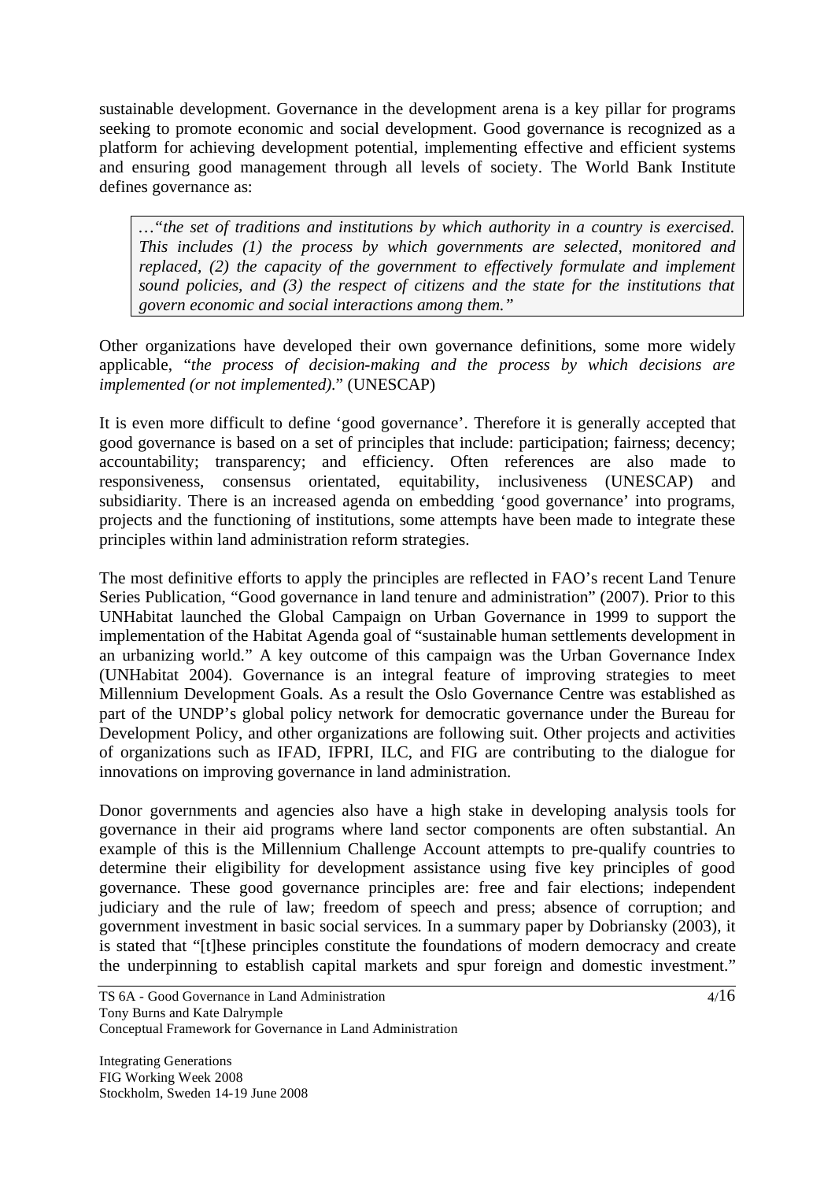sustainable development. Governance in the development arena is a key pillar for programs seeking to promote economic and social development. Good governance is recognized as a platform for achieving development potential, implementing effective and efficient systems and ensuring good management through all levels of society. The World Bank Institute defines governance as:

> …"*the set of traditions and institutions by which authority in a country is exercised. This includes (1) the process by which governments are selected, monitored and replaced, (2) the capacity of the government to effectively formulate and implement sound policies, and (3) the respect of citizens and the state for the institutions that govern economic and social interactions among them."*

Other organizations have developed their own governance definitions, some more widely applicable, "*the process of decision-making and the process by which decisions are implemented (or not implemented).*" (UNESCAP)

It is even more difficult to define 'good governance'. Therefore it is generally accepted that good governance is based on a set of principles that include: participation; fairness; decency; accountability; transparency; and efficiency. Often references are also made to responsiveness, consensus orientated, equitability, inclusiveness (UNESCAP) and subsidiarity. There is an increased agenda on embedding 'good governance' into programs, projects and the functioning of institutions, some attempts have been made to integrate these principles within land administration reform strategies.

The most definitive efforts to apply the principles are reflected in FAO's recent Land Tenure Series Publication, "Good governance in land tenure and administration" (2007). Prior to this UNHabitat launched the Global Campaign on Urban Governance in 1999 to support the implementation of the Habitat Agenda goal of "sustainable human settlements development in an urbanizing world." A key outcome of this campaign was the Urban Governance Index (UNHabitat 2004). Governance is an integral feature of improving strategies to meet Millennium Development Goals. As a result the Oslo Governance Centre was established as part of the UNDP's global policy network for democratic governance under the Bureau for Development Policy, and other organizations are following suit. Other projects and activities of organizations such as IFAD, IFPRI, ILC, and FIG are contributing to the dialogue for innovations on improving governance in land administration.

Donor governments and agencies also have a high stake in developing analysis tools for governance in their aid programs where land sector components are often substantial. An example of this is the Millennium Challenge Account attempts to pre-qualify countries to determine their eligibility for development assistance using five key principles of good governance. These good governance principles are: free and fair elections; independent judiciary and the rule of law; freedom of speech and press; absence of corruption; and government investment in basic social services. In a summary paper by Dobriansky (2003), it is stated that "[t]hese principles constitute the foundations of modern democracy and create the underpinning to establish capital markets and spur foreign and domestic investment."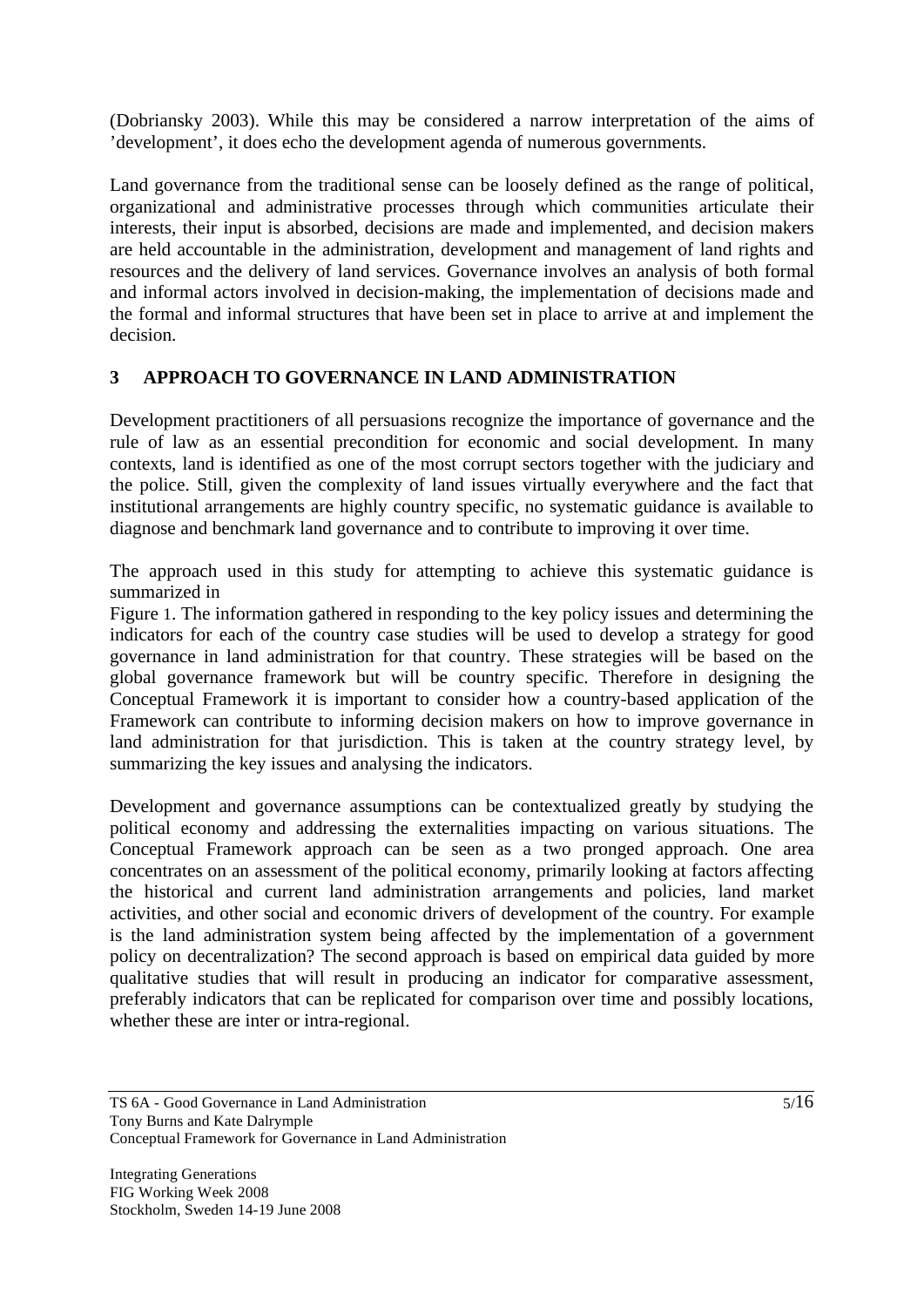(Dobriansky 2003). While this may be considered a narrow interpretation of the aims of 'development', it does echo the development agenda of numerous governments.

Land governance from the traditional sense can be loosely defined as the range of political, organizational and administrative processes through which communities articulate their interests, their input is absorbed, decisions are made and implemented, and decision makers are held accountable in the administration, development and management of land rights and resources and the delivery of land services. Governance involves an analysis of both formal and informal actors involved in decision-making, the implementation of decisions made and the formal and informal structures that have been set in place to arrive at and implement the decision.

## 3 APPROACH TO GOVERNANCE IN LAND ADMINISTRATION

Development practitioners of all persuasions recognize the importance of governance and the rule of law as an essential precondition for economic and social development. In many contexts, land is identified as one of the most corrupt sectors together with the judiciary and the police. Still, given the complexity of land issues virtually everywhere and the fact that institutional arrangements are highly country specific, no systematic guidance is available to diagnose and benchmark land governance and to contribute to improving it over time.

The approach used in this study for attempting to achieve this systematic guidance is summarized in Figure 1. The information gathered in responding to the key policy issues and determining the indicators for each of the country case studies will be used to develop a strategy for good governance in land administration for that country. These strategies will be based on the global governance framework but will be country specific. Therefore in designing the Conceptual Framework it is important to consider how a country-based application of the Framework can contribute to informing decision makers on how to improve governance in land administration for that jurisdiction. This is taken at the country strategy level, by summarizing the key issues and analysing the indicators.

Development and governance assumptions can be contextualized greatly by studying the political economy and addressing the externalities impacting on various situations. The Conceptual Framework approach can be seen as a two pronged approach. One area concentrates on an assessment of the political economy, primarily looking at factors affecting the historical and current land administration arrangements and policies, land market activities, and other social and economic drivers of development of the country. For example is the land administration system being affected by the implementation of a government policy on decentralization? The second approach is based on empirical data guided by more qualitative studies that will result in producing an indicator for comparative assessment, preferably indicators that can be replicated for comparison over time and possibly locations, whether these are inter or intra-regional.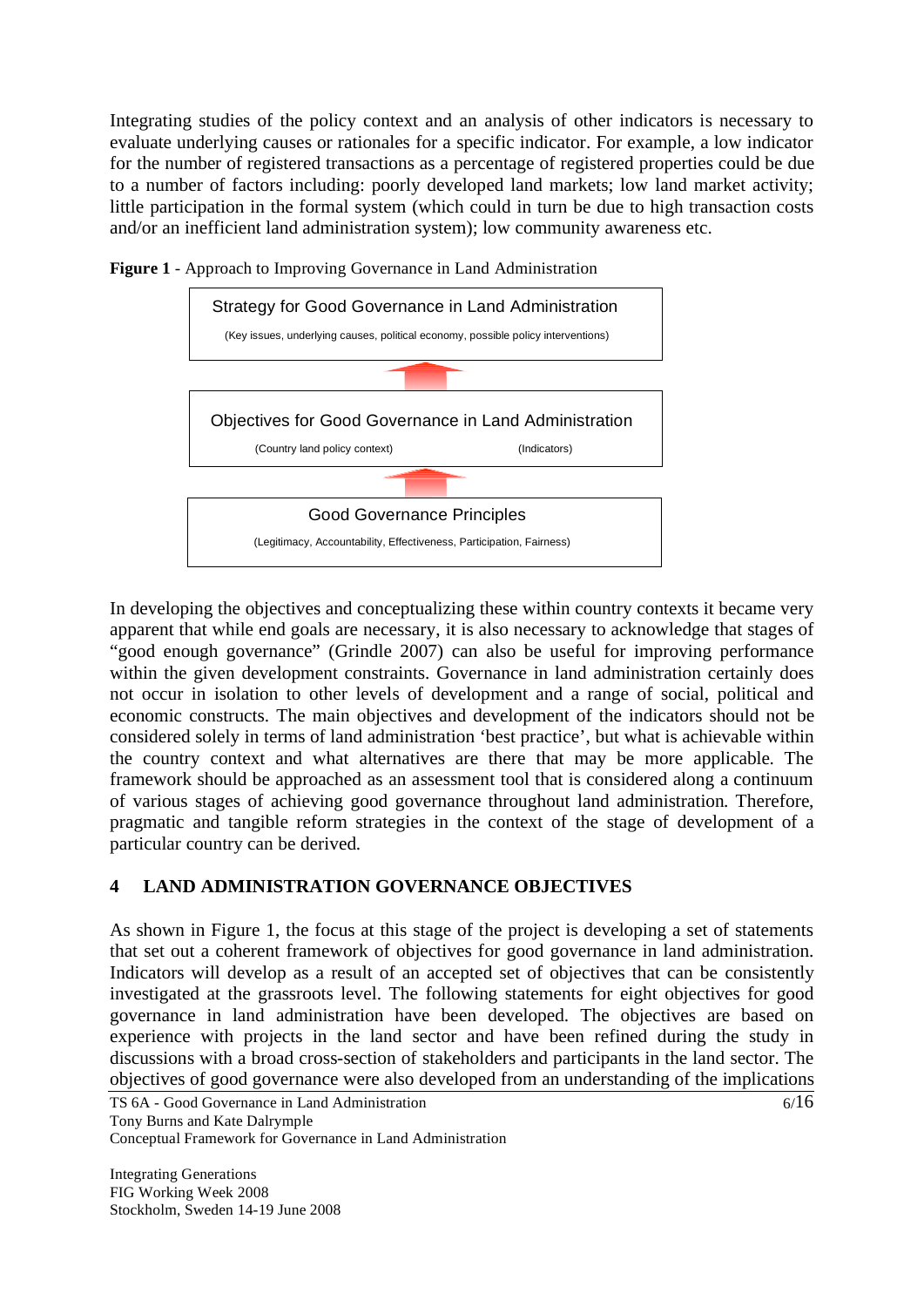Integrating studies of the policy context and an analysis of other indicators is necessary to evaluate underlying causes or rationales for a specific indicator. For example, a low indicator for the number of registered transactions as a percentage of registered properties could be due to a number of factors including: poorly developed land markets; low land market activity; little participation in the formal system (which could in turn be due to high transaction costs and/or an inefficient land administration system); low community awareness etc.

**Figure 1** - Approach to Improving Governance in Land Administration

Strategy for Good Governance in Land Administration

(Key issues, underlying causes, political economy, possible policy interventions)

Objectives for Good Governance in Land Administration

(Country land policy context) (Indicators)

Good Governance Principles

(Legitimacy, Accountability, Effectiveness, Participation, Fairness)

In developing the objectives and conceptualizing these within country contexts it became very apparent that while end goals are necessary, it is also necessary to acknowledge that stages of "good enough governance" (Grindle 2007) can also be useful for improving performance within the given development constraints. Governance in land administration certainly does not occur in isolation to other levels of development and a range of social, political and economic constructs. The main objectives and development of the indicators should not be considered solely in terms of land administration 'best practice', but what is achievable within the country context and what alternatives are there that may be more applicable. The framework should be approached as an assessment tool that is considered along a continuum of various stages of achieving good governance throughout land administration. Therefore, pragmatic and tangible reform strategies in the context of the stage of development of a particular country can be derived.

## 4 LAND ADMINISTRATION GOVERNANCE OBJECTIVES

As shown in Figure 1, the focus at this stage of the project is developing a set of statements that set out a coherent framework of objectives for good governance in land administration. Indicators will develop as a result of an accepted set of objectives that can be consistently investigated at the grassroots level. The following statements for eight objectives for good governance in land administration have been developed. The objectives are based on experience with projects in the land sector and have been refined during the study in discussions with a broad cross-section of stakeholders and participants in the land sector. The objectives of good governance were also developed from an understanding of the implications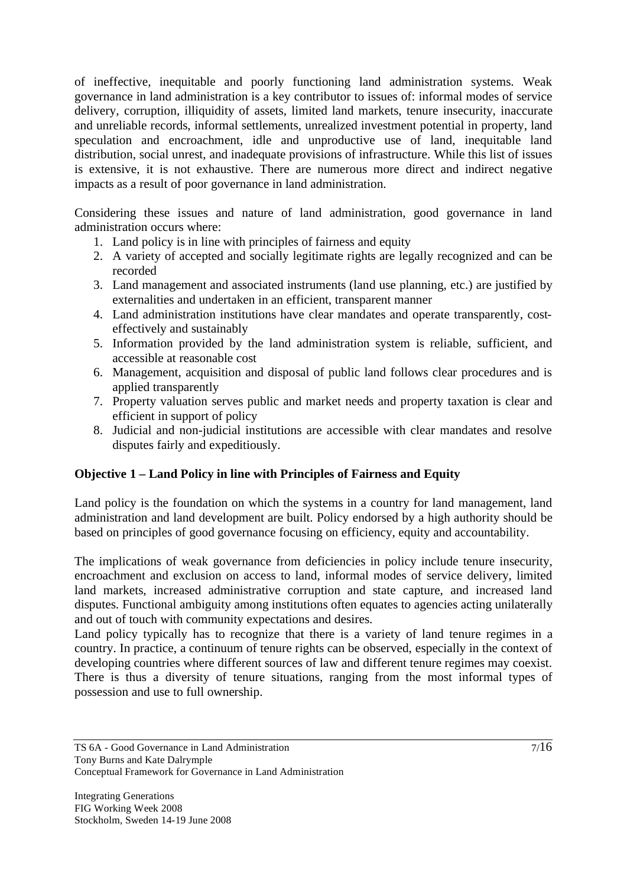of ineffective, inequitable and poorly functioning land administration systems. Weak governance in land administration is a key contributor to issues of: informal modes of service delivery, corruption, illiquidity of assets, limited land markets, tenure insecurity, inaccurate and unreliable records, informal settlements, unrealized investment potential in property, land speculation and encroachment, idle and unproductive use of land, inequitable land distribution, social unrest, and inadequate provisions of infrastructure. While this list of issues is extensive, it is not exhaustive. There are numerous more direct and indirect negative impacts as a result of poor governance in land administration.

Considering these issues and nature of land administration, good governance in land administration occurs where:

1. Land policy is in line with principles of fairness and equity
2. A variety of accepted and socially legitimate rights are legally recognized and can be recorded
3. Land management and associated instruments (land use planning, etc.) are justified by externalities and undertaken in an efficient, transparent manner
4. Land administration institutions have clear mandates and operate transparently, cost-effectively and sustainably
5. Information provided by the land administration system is reliable, sufficient, and accessible at reasonable cost
6. Management, acquisition and disposal of public land follows clear procedures and is applied transparently
7. Property valuation serves public and market needs and property taxation is clear and efficient in support of policy
8. Judicial and non-judicial institutions are accessible with clear mandates and resolve disputes fairly and expeditiously.

**Objective 1 – Land Policy in line with Principles of Fairness and Equity**

Land policy is the foundation on which the systems in a country for land management, land administration and land development are built. Policy endorsed by a high authority should be based on principles of good governance focusing on efficiency, equity and accountability.

The implications of weak governance from deficiencies in policy include tenure insecurity, encroachment and exclusion on access to land, informal modes of service delivery, limited land markets, increased administrative corruption and state capture, and increased land disputes. Functional ambiguity among institutions often equates to agencies acting unilaterally and out of touch with community expectations and desires.

Land policy typically has to recognize that there is a variety of land tenure regimes in a country. In practice, a continuum of tenure rights can be observed, especially in the context of developing countries where different sources of law and different tenure regimes may coexist. There is thus a diversity of tenure situations, ranging from the most informal types of possession and use to full ownership.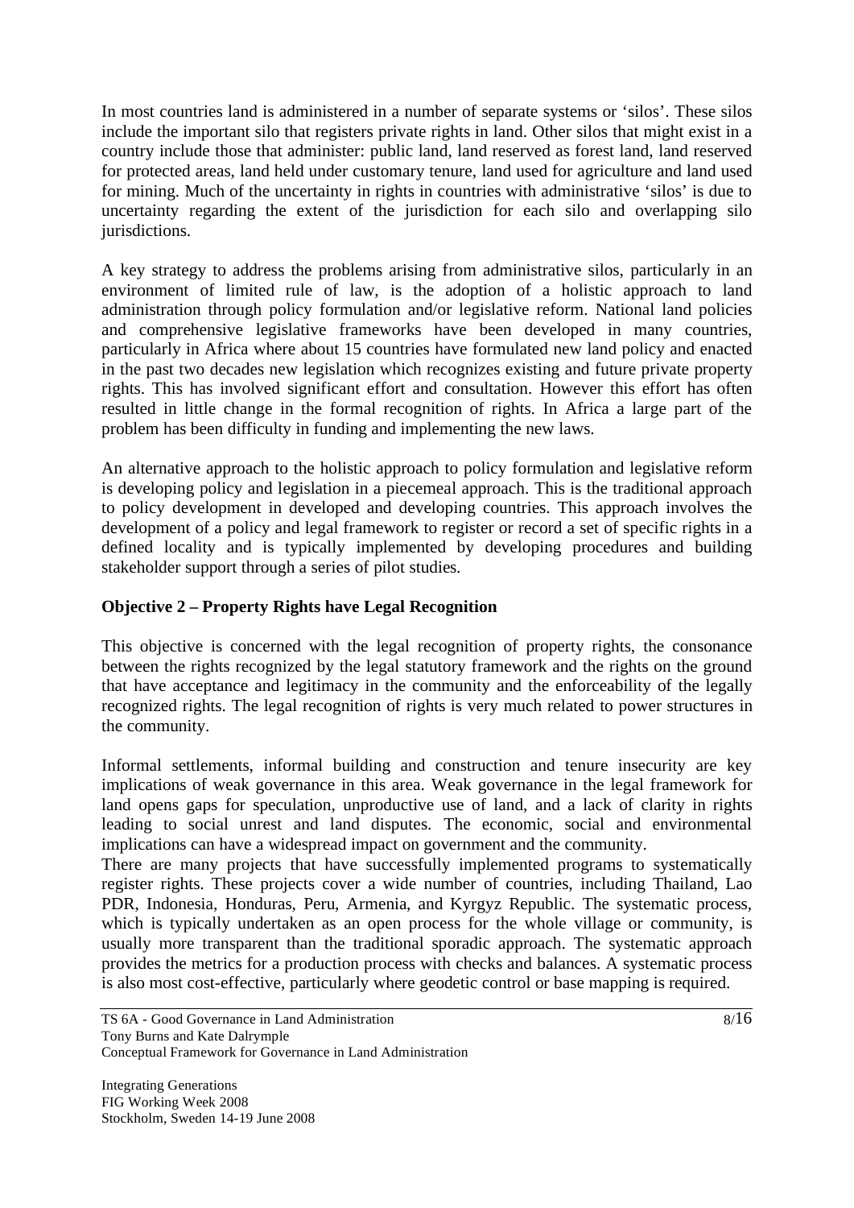In most countries land is administered in a number of separate systems or 'silos'. These silos include the important silo that registers private rights in land. Other silos that might exist in a country include those that administer: public land, land reserved as forest land, land reserved for protected areas, land held under customary tenure, land used for agriculture and land used for mining. Much of the uncertainty in rights in countries with administrative 'silos' is due to uncertainty regarding the extent of the jurisdiction for each silo and overlapping silo jurisdictions.

A key strategy to address the problems arising from administrative silos, particularly in an environment of limited rule of law, is the adoption of a holistic approach to land administration through policy formulation and/or legislative reform. National land policies and comprehensive legislative frameworks have been developed in many countries, particularly in Africa where about 15 countries have formulated new land policy and enacted in the past two decades new legislation which recognizes existing and future private property rights. This has involved significant effort and consultation. However this effort has often resulted in little change in the formal recognition of rights. In Africa a large part of the problem has been difficulty in funding and implementing the new laws.

An alternative approach to the holistic approach to policy formulation and legislative reform is developing policy and legislation in a piecemeal approach. This is the traditional approach to policy development in developed and developing countries. This approach involves the development of a policy and legal framework to register or record a set of specific rights in a defined locality and is typically implemented by developing procedures and building stakeholder support through a series of pilot studies.

**Objective 2 – Property Rights have Legal Recognition**

This objective is concerned with the legal recognition of property rights, the consonance between the rights recognized by the legal statutory framework and the rights on the ground that have acceptance and legitimacy in the community and the enforceability of the legally recognized rights. The legal recognition of rights is very much related to power structures in the community.

Informal settlements, informal building and construction and tenure insecurity are key implications of weak governance in this area. Weak governance in the legal framework for land opens gaps for speculation, unproductive use of land, and a lack of clarity in rights leading to social unrest and land disputes. The economic, social and environmental implications can have a widespread impact on government and the community.

There are many projects that have successfully implemented programs to systematically register rights. These projects cover a wide number of countries, including Thailand, Lao PDR, Indonesia, Honduras, Peru, Armenia, and Kyrgyz Republic. The systematic process, which is typically undertaken as an open process for the whole village or community, is usually more transparent than the traditional sporadic approach. The systematic approach provides the metrics for a production process with checks and balances. A systematic process is also most cost-effective, particularly where geodetic control or base mapping is required.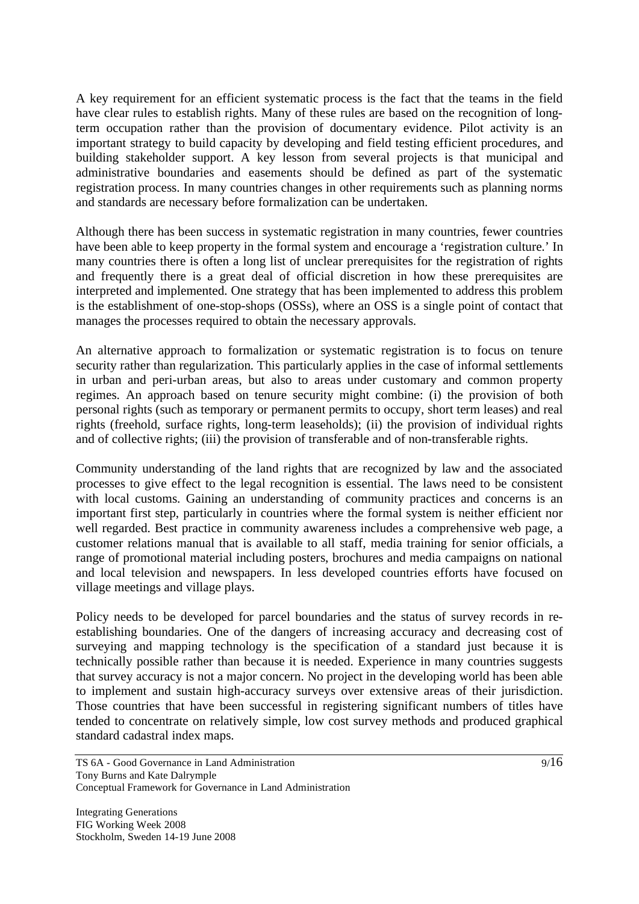A key requirement for an efficient systematic process is the fact that the teams in the field have clear rules to establish rights. Many of these rules are based on the recognition of long-term occupation rather than the provision of documentary evidence. Pilot activity is an important strategy to build capacity by developing and field testing efficient procedures, and building stakeholder support. A key lesson from several projects is that municipal and administrative boundaries and easements should be defined as part of the systematic registration process. In many countries changes in other requirements such as planning norms and standards are necessary before formalization can be undertaken.

Although there has been success in systematic registration in many countries, fewer countries have been able to keep property in the formal system and encourage a 'registration culture.' In many countries there is often a long list of unclear prerequisites for the registration of rights and frequently there is a great deal of official discretion in how these prerequisites are interpreted and implemented. One strategy that has been implemented to address this problem is the establishment of one-stop-shops (OSSs), where an OSS is a single point of contact that manages the processes required to obtain the necessary approvals.

An alternative approach to formalization or systematic registration is to focus on tenure security rather than regularization. This particularly applies in the case of informal settlements in urban and peri-urban areas, but also to areas under customary and common property regimes. An approach based on tenure security might combine: (i) the provision of both personal rights (such as temporary or permanent permits to occupy, short term leases) and real rights (freehold, surface rights, long-term leaseholds); (ii) the provision of individual rights and of collective rights; (iii) the provision of transferable and of non-transferable rights.

Community understanding of the land rights that are recognized by law and the associated processes to give effect to the legal recognition is essential. The laws need to be consistent with local customs. Gaining an understanding of community practices and concerns is an important first step, particularly in countries where the formal system is neither efficient nor well regarded. Best practice in community awareness includes a comprehensive web page, a customer relations manual that is available to all staff, media training for senior officials, a range of promotional material including posters, brochures and media campaigns on national and local television and newspapers. In less developed countries efforts have focused on village meetings and village plays.

Policy needs to be developed for parcel boundaries and the status of survey records in re-establishing boundaries. One of the dangers of increasing accuracy and decreasing cost of surveying and mapping technology is the specification of a standard just because it is technically possible rather than because it is needed. Experience in many countries suggests that survey accuracy is not a major concern. No project in the developing world has been able to implement and sustain high-accuracy surveys over extensive areas of their jurisdiction. Those countries that have been successful in registering significant numbers of titles have tended to concentrate on relatively simple, low cost survey methods and produced graphical standard cadastral index maps.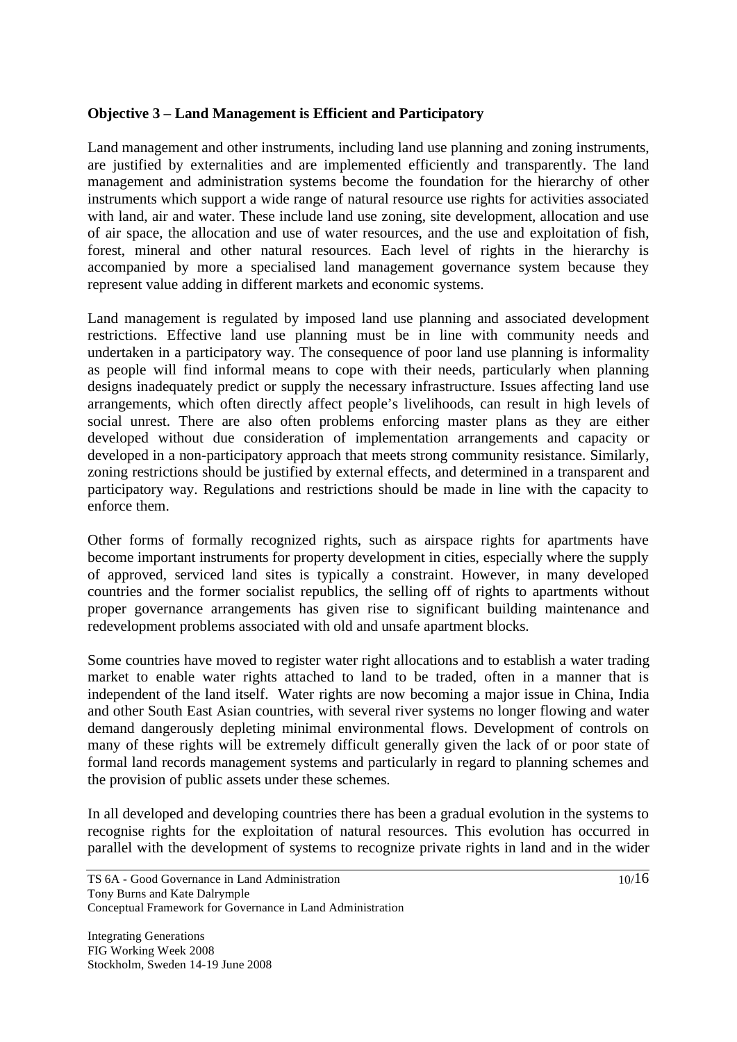**Objective 3 – Land Management is Efficient and Participatory**

Land management and other instruments, including land use planning and zoning instruments, are justified by externalities and are implemented efficiently and transparently. The land management and administration systems become the foundation for the hierarchy of other instruments which support a wide range of natural resource use rights for activities associated with land, air and water. These include land use zoning, site development, allocation and use of air space, the allocation and use of water resources, and the use and exploitation of fish, forest, mineral and other natural resources. Each level of rights in the hierarchy is accompanied by more a specialised land management governance system because they represent value adding in different markets and economic systems.

Land management is regulated by imposed land use planning and associated development restrictions. Effective land use planning must be in line with community needs and undertaken in a participatory way. The consequence of poor land use planning is informality as people will find informal means to cope with their needs, particularly when planning designs inadequately predict or supply the necessary infrastructure. Issues affecting land use arrangements, which often directly affect people's livelihoods, can result in high levels of social unrest. There are also often problems enforcing master plans as they are either developed without due consideration of implementation arrangements and capacity or developed in a non-participatory approach that meets strong community resistance. Similarly, zoning restrictions should be justified by external effects, and determined in a transparent and participatory way. Regulations and restrictions should be made in line with the capacity to enforce them.

Other forms of formally recognized rights, such as airspace rights for apartments have become important instruments for property development in cities, especially where the supply of approved, serviced land sites is typically a constraint. However, in many developed countries and the former socialist republics, the selling off of rights to apartments without proper governance arrangements has given rise to significant building maintenance and redevelopment problems associated with old and unsafe apartment blocks.

Some countries have moved to register water right allocations and to establish a water trading market to enable water rights attached to land to be traded, often in a manner that is independent of the land itself. Water rights are now becoming a major issue in China, India and other South East Asian countries, with several river systems no longer flowing and water demand dangerously depleting minimal environmental flows. Development of controls on many of these rights will be extremely difficult generally given the lack of or poor state of formal land records management systems and particularly in regard to planning schemes and the provision of public assets under these schemes.

In all developed and developing countries there has been a gradual evolution in the systems to recognise rights for the exploitation of natural resources. This evolution has occurred in parallel with the development of systems to recognize private rights in land and in the wider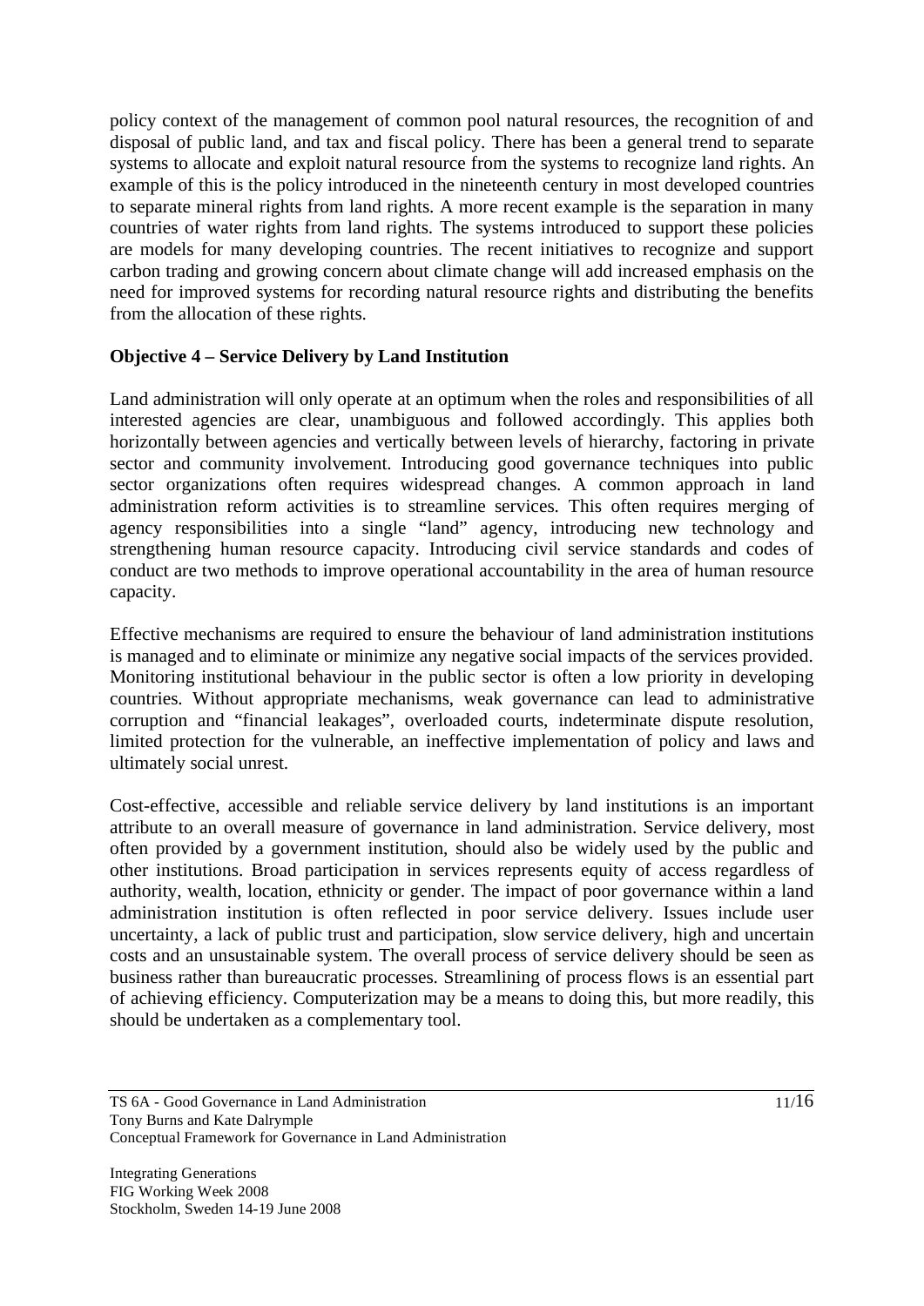policy context of the management of common pool natural resources, the recognition of and disposal of public land, and tax and fiscal policy. There has been a general trend to separate systems to allocate and exploit natural resource from the systems to recognize land rights. An example of this is the policy introduced in the nineteenth century in most developed countries to separate mineral rights from land rights. A more recent example is the separation in many countries of water rights from land rights. The systems introduced to support these policies are models for many developing countries. The recent initiatives to recognize and support carbon trading and growing concern about climate change will add increased emphasis on the need for improved systems for recording natural resource rights and distributing the benefits from the allocation of these rights.

**Objective 4 – Service Delivery by Land Institution**

Land administration will only operate at an optimum when the roles and responsibilities of all interested agencies are clear, unambiguous and followed accordingly. This applies both horizontally between agencies and vertically between levels of hierarchy, factoring in private sector and community involvement. Introducing good governance techniques into public sector organizations often requires widespread changes. A common approach in land administration reform activities is to streamline services. This often requires merging of agency responsibilities into a single "land" agency, introducing new technology and strengthening human resource capacity. Introducing civil service standards and codes of conduct are two methods to improve operational accountability in the area of human resource capacity.

Effective mechanisms are required to ensure the behaviour of land administration institutions is managed and to eliminate or minimize any negative social impacts of the services provided. Monitoring institutional behaviour in the public sector is often a low priority in developing countries. Without appropriate mechanisms, weak governance can lead to administrative corruption and "financial leakages", overloaded courts, indeterminate dispute resolution, limited protection for the vulnerable, an ineffective implementation of policy and laws and ultimately social unrest.

Cost-effective, accessible and reliable service delivery by land institutions is an important attribute to an overall measure of governance in land administration. Service delivery, most often provided by a government institution, should also be widely used by the public and other institutions. Broad participation in services represents equity of access regardless of authority, wealth, location, ethnicity or gender. The impact of poor governance within a land administration institution is often reflected in poor service delivery. Issues include user uncertainty, a lack of public trust and participation, slow service delivery, high and uncertain costs and an unsustainable system. The overall process of service delivery should be seen as business rather than bureaucratic processes. Streamlining of process flows is an essential part of achieving efficiency. Computerization may be a means to doing this, but more readily, this should be undertaken as a complementary tool.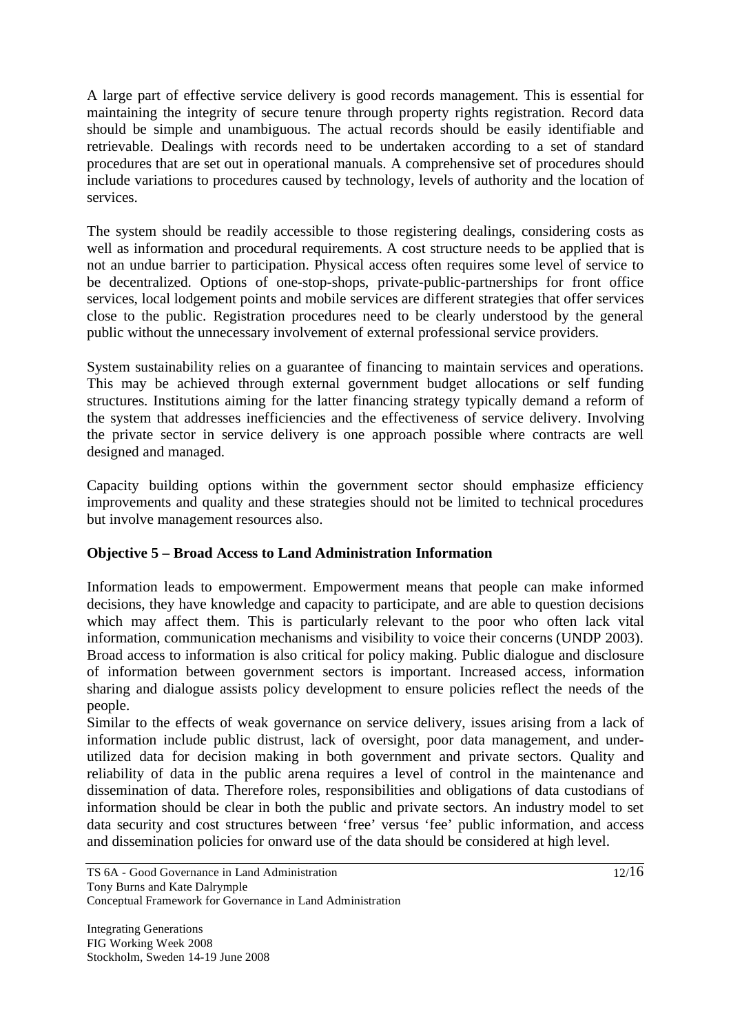A large part of effective service delivery is good records management. This is essential for maintaining the integrity of secure tenure through property rights registration. Record data should be simple and unambiguous. The actual records should be easily identifiable and retrievable. Dealings with records need to be undertaken according to a set of standard procedures that are set out in operational manuals. A comprehensive set of procedures should include variations to procedures caused by technology, levels of authority and the location of services.

The system should be readily accessible to those registering dealings, considering costs as well as information and procedural requirements. A cost structure needs to be applied that is not an undue barrier to participation. Physical access often requires some level of service to be decentralized. Options of one-stop-shops, private-public-partnerships for front office services, local lodgement points and mobile services are different strategies that offer services close to the public. Registration procedures need to be clearly understood by the general public without the unnecessary involvement of external professional service providers.

System sustainability relies on a guarantee of financing to maintain services and operations. This may be achieved through external government budget allocations or self funding structures. Institutions aiming for the latter financing strategy typically demand a reform of the system that addresses inefficiencies and the effectiveness of service delivery. Involving the private sector in service delivery is one approach possible where contracts are well designed and managed.

Capacity building options within the government sector should emphasize efficiency improvements and quality and these strategies should not be limited to technical procedures but involve management resources also.

**Objective 5 – Broad Access to Land Administration Information**

Information leads to empowerment. Empowerment means that people can make informed decisions, they have knowledge and capacity to participate, and are able to question decisions which may affect them. This is particularly relevant to the poor who often lack vital information, communication mechanisms and visibility to voice their concerns (UNDP 2003). Broad access to information is also critical for policy making. Public dialogue and disclosure of information between government sectors is important. Increased access, information sharing and dialogue assists policy development to ensure policies reflect the needs of the people.

Similar to the effects of weak governance on service delivery, issues arising from a lack of information include public distrust, lack of oversight, poor data management, and under-utilized data for decision making in both government and private sectors. Quality and reliability of data in the public arena requires a level of control in the maintenance and dissemination of data. Therefore roles, responsibilities and obligations of data custodians of information should be clear in both the public and private sectors. An industry model to set data security and cost structures between 'free' versus 'fee' public information, and access and dissemination policies for onward use of the data should be considered at high level.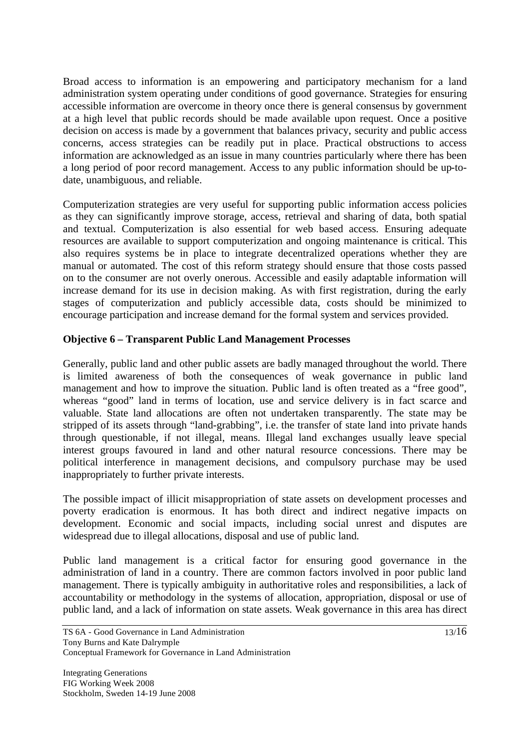Broad access to information is an empowering and participatory mechanism for a land administration system operating under conditions of good governance. Strategies for ensuring accessible information are overcome in theory once there is general consensus by government at a high level that public records should be made available upon request. Once a positive decision on access is made by a government that balances privacy, security and public access concerns, access strategies can be readily put in place. Practical obstructions to access information are acknowledged as an issue in many countries particularly where there has been a long period of poor record management. Access to any public information should be up-to-date, unambiguous, and reliable.

Computerization strategies are very useful for supporting public information access policies as they can significantly improve storage, access, retrieval and sharing of data, both spatial and textual. Computerization is also essential for web based access. Ensuring adequate resources are available to support computerization and ongoing maintenance is critical. This also requires systems be in place to integrate decentralized operations whether they are manual or automated. The cost of this reform strategy should ensure that those costs passed on to the consumer are not overly onerous. Accessible and easily adaptable information will increase demand for its use in decision making. As with first registration, during the early stages of computerization and publicly accessible data, costs should be minimized to encourage participation and increase demand for the formal system and services provided.

**Objective 6 – Transparent Public Land Management Processes**

Generally, public land and other public assets are badly managed throughout the world. There is limited awareness of both the consequences of weak governance in public land management and how to improve the situation. Public land is often treated as a "free good", whereas "good" land in terms of location, use and service delivery is in fact scarce and valuable. State land allocations are often not undertaken transparently. The state may be stripped of its assets through "land-grabbing", i.e. the transfer of state land into private hands through questionable, if not illegal, means. Illegal land exchanges usually leave special interest groups favoured in land and other natural resource concessions. There may be political interference in management decisions, and compulsory purchase may be used inappropriately to further private interests.

The possible impact of illicit misappropriation of state assets on development processes and poverty eradication is enormous. It has both direct and indirect negative impacts on development. Economic and social impacts, including social unrest and disputes are widespread due to illegal allocations, disposal and use of public land.

Public land management is a critical factor for ensuring good governance in the administration of land in a country. There are common factors involved in poor public land management. There is typically ambiguity in authoritative roles and responsibilities, a lack of accountability or methodology in the systems of allocation, appropriation, disposal or use of public land, and a lack of information on state assets. Weak governance in this area has direct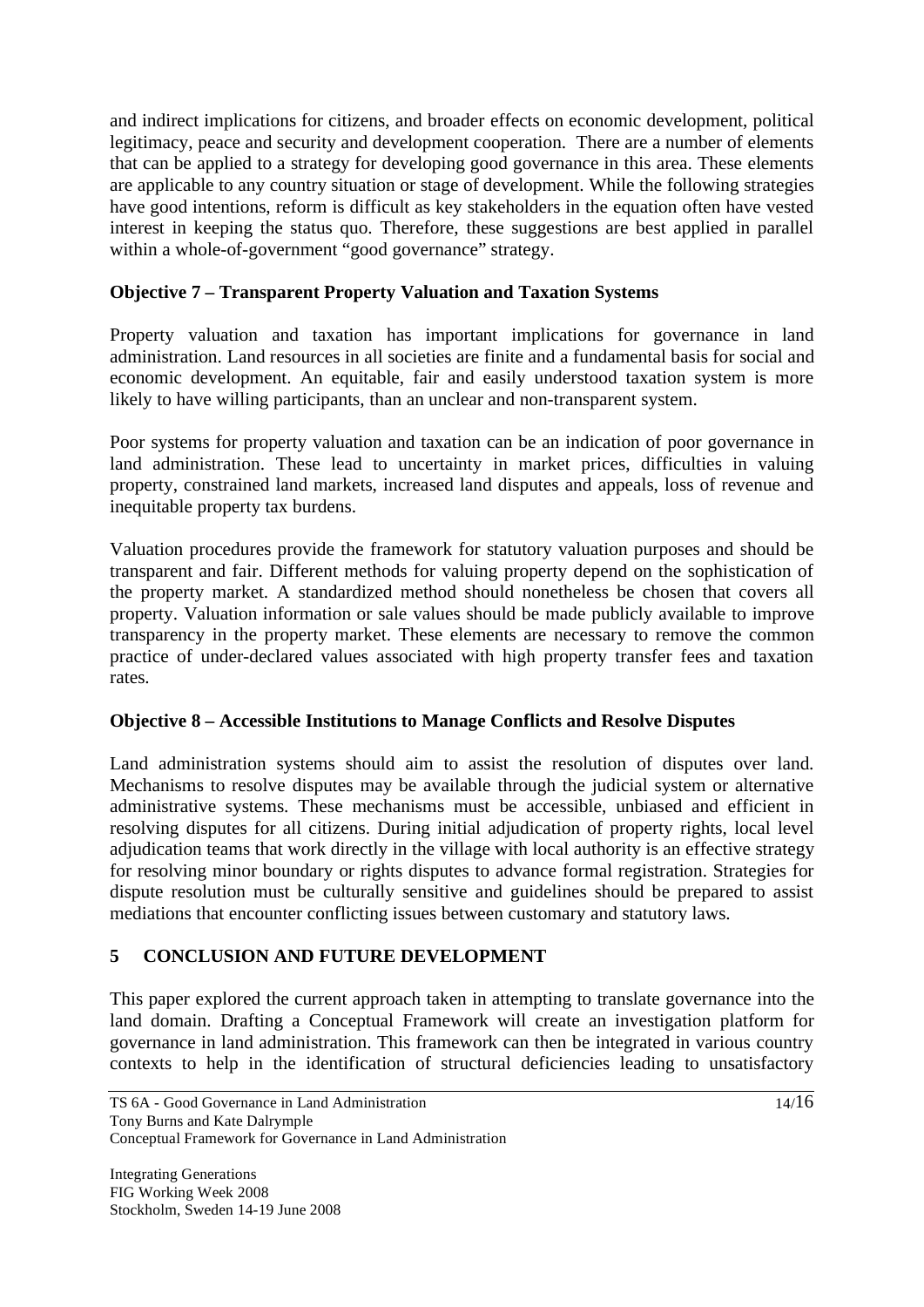and indirect implications for citizens, and broader effects on economic development, political legitimacy, peace and security and development cooperation. There are a number of elements that can be applied to a strategy for developing good governance in this area. These elements are applicable to any country situation or stage of development. While the following strategies have good intentions, reform is difficult as key stakeholders in the equation often have vested interest in keeping the status quo. Therefore, these suggestions are best applied in parallel within a whole-of-government "good governance" strategy.

**Objective 7 – Transparent Property Valuation and Taxation Systems**

Property valuation and taxation has important implications for governance in land administration. Land resources in all societies are finite and a fundamental basis for social and economic development. An equitable, fair and easily understood taxation system is more likely to have willing participants, than an unclear and non-transparent system.

Poor systems for property valuation and taxation can be an indication of poor governance in land administration. These lead to uncertainty in market prices, difficulties in valuing property, constrained land markets, increased land disputes and appeals, loss of revenue and inequitable property tax burdens.

Valuation procedures provide the framework for statutory valuation purposes and should be transparent and fair. Different methods for valuing property depend on the sophistication of the property market. A standardized method should nonetheless be chosen that covers all property. Valuation information or sale values should be made publicly available to improve transparency in the property market. These elements are necessary to remove the common practice of under-declared values associated with high property transfer fees and taxation rates.

**Objective 8 – Accessible Institutions to Manage Conflicts and Resolve Disputes**

Land administration systems should aim to assist the resolution of disputes over land. Mechanisms to resolve disputes may be available through the judicial system or alternative administrative systems. These mechanisms must be accessible, unbiased and efficient in resolving disputes for all citizens. During initial adjudication of property rights, local level adjudication teams that work directly in the village with local authority is an effective strategy for resolving minor boundary or rights disputes to advance formal registration. Strategies for dispute resolution must be culturally sensitive and guidelines should be prepared to assist mediations that encounter conflicting issues between customary and statutory laws.

## 5 CONCLUSION AND FUTURE DEVELOPMENT

This paper explored the current approach taken in attempting to translate governance into the land domain. Drafting a Conceptual Framework will create an investigation platform for governance in land administration. This framework can then be integrated in various country contexts to help in the identification of structural deficiencies leading to unsatisfactory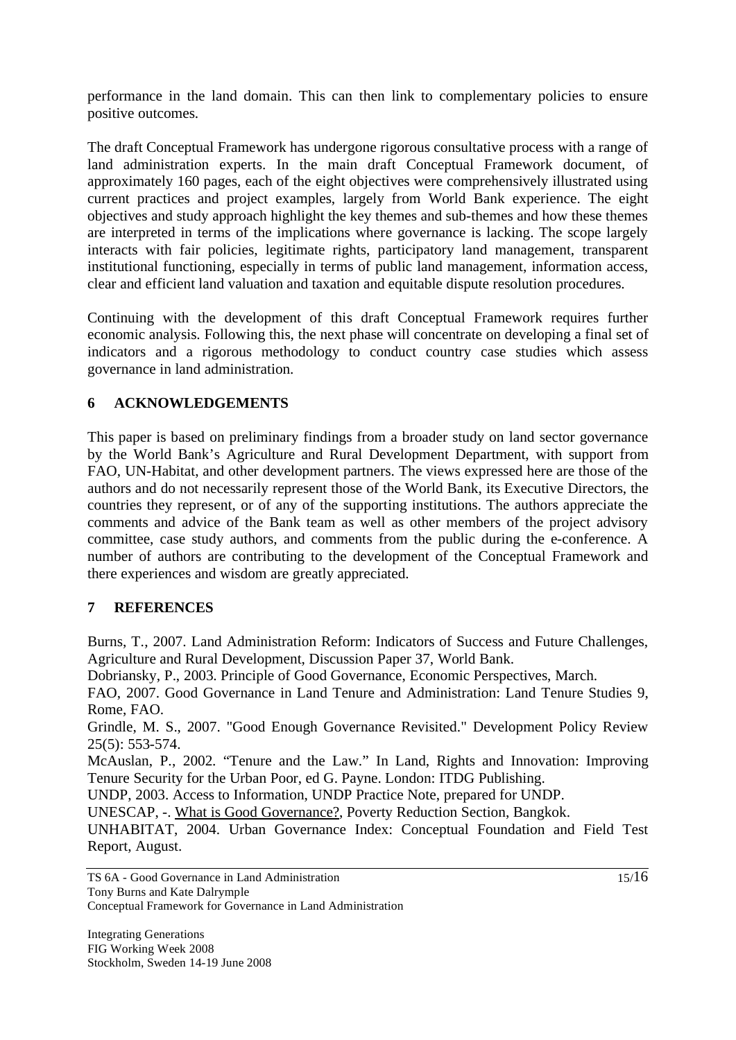performance in the land domain. This can then link to complementary policies to ensure positive outcomes.

The draft Conceptual Framework has undergone rigorous consultative process with a range of land administration experts. In the main draft Conceptual Framework document, of approximately 160 pages, each of the eight objectives were comprehensively illustrated using current practices and project examples, largely from World Bank experience. The eight objectives and study approach highlight the key themes and sub-themes and how these themes are interpreted in terms of the implications where governance is lacking. The scope largely interacts with fair policies, legitimate rights, participatory land management, transparent institutional functioning, especially in terms of public land management, information access, clear and efficient land valuation and taxation and equitable dispute resolution procedures.

Continuing with the development of this draft Conceptual Framework requires further economic analysis. Following this, the next phase will concentrate on developing a final set of indicators and a rigorous methodology to conduct country case studies which assess governance in land administration.

## 6 ACKNOWLEDGEMENTS

This paper is based on preliminary findings from a broader study on land sector governance by the World Bank's Agriculture and Rural Development Department, with support from FAO, UN-Habitat, and other development partners. The views expressed here are those of the authors and do not necessarily represent those of the World Bank, its Executive Directors, the countries they represent, or of any of the supporting institutions. The authors appreciate the comments and advice of the Bank team as well as other members of the project advisory committee, case study authors, and comments from the public during the e-conference. A number of authors are contributing to the development of the Conceptual Framework and there experiences and wisdom are greatly appreciated.

## 7 REFERENCES

Burns, T., 2007. Land Administration Reform: Indicators of Success and Future Challenges, Agriculture and Rural Development, Discussion Paper 37, World Bank.

Dobriansky, P., 2003. Principle of Good Governance, Economic Perspectives, March.

FAO, 2007. Good Governance in Land Tenure and Administration: Land Tenure Studies 9, Rome, FAO.

Grindle, M. S., 2007. "Good Enough Governance Revisited." Development Policy Review 25(5): 553-574.

McAuslan, P., 2002. "Tenure and the Law." In Land, Rights and Innovation: Improving Tenure Security for the Urban Poor, ed G. Payne. London: ITDG Publishing.

UNDP, 2003. Access to Information, UNDP Practice Note, prepared for UNDP.

UNESCAP, -. What is Good Governance?, Poverty Reduction Section, Bangkok.

UNHABITAT, 2004. Urban Governance Index: Conceptual Foundation and Field Test Report, August.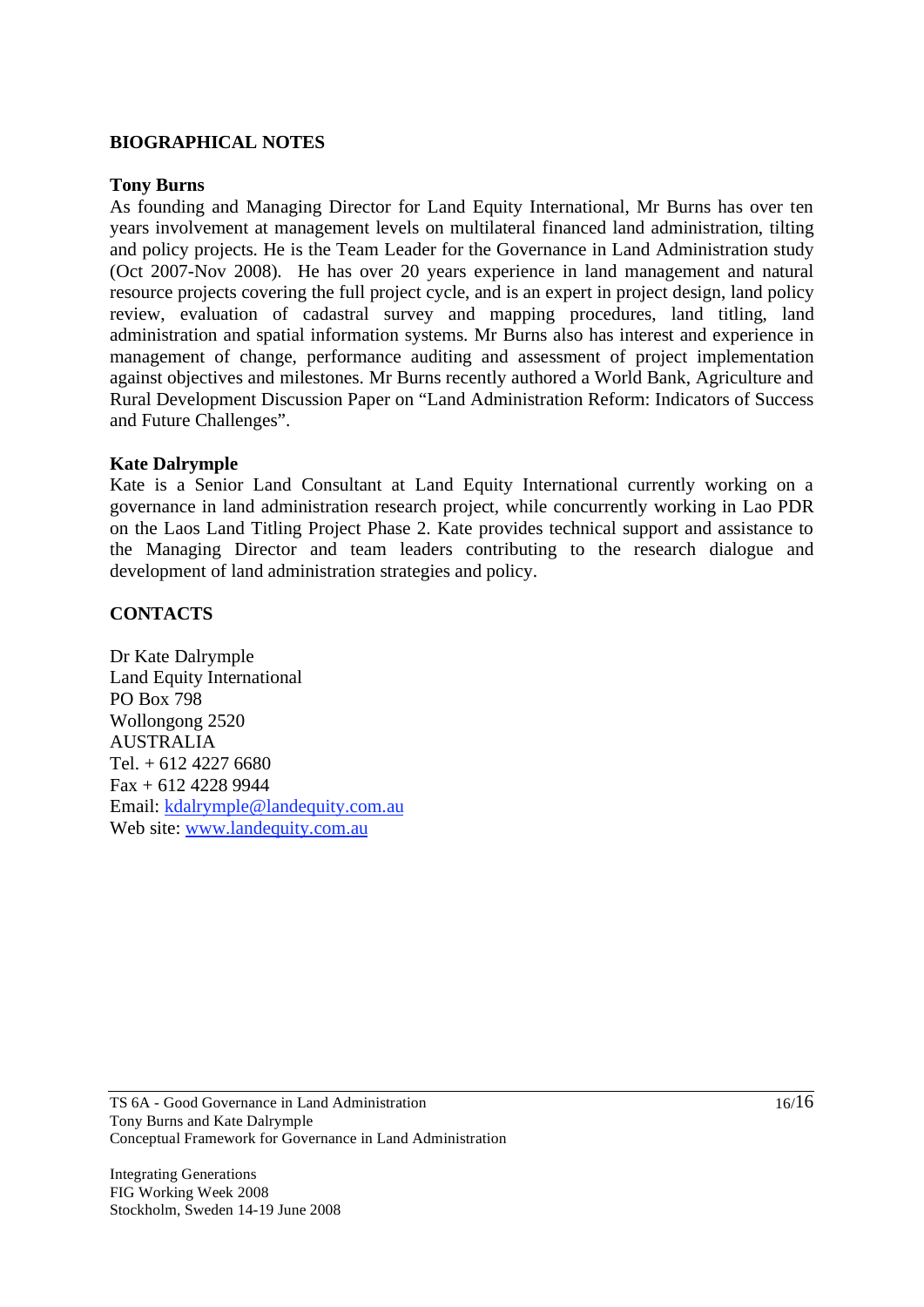## BIOGRAPHICAL NOTES

### Tony Burns

As founding and Managing Director for Land Equity International, Mr Burns has over ten years involvement at management levels on multilateral financed land administration, tilting and policy projects. He is the Team Leader for the Governance in Land Administration study (Oct 2007-Nov 2008). He has over 20 years experience in land management and natural resource projects covering the full project cycle, and is an expert in project design, land policy review, evaluation of cadastral survey and mapping procedures, land titling, land administration and spatial information systems. Mr Burns also has interest and experience in management of change, performance auditing and assessment of project implementation against objectives and milestones. Mr Burns recently authored a World Bank, Agriculture and Rural Development Discussion Paper on "Land Administration Reform: Indicators of Success and Future Challenges".

### Kate Dalrymple

Kate is a Senior Land Consultant at Land Equity International currently working on a governance in land administration research project, while concurrently working in Lao PDR on the Laos Land Titling Project Phase 2. Kate provides technical support and assistance to the Managing Director and team leaders contributing to the research dialogue and development of land administration strategies and policy.

## CONTACTS

Dr Kate Dalrymple
Land Equity International
PO Box 798
Wollongong 2520
AUSTRALIA
Tel. + 612 4227 6680
Fax + 612 4228 9944
Email: kdalrymple@landequity.com.au
Web site: www.landequity.com.au